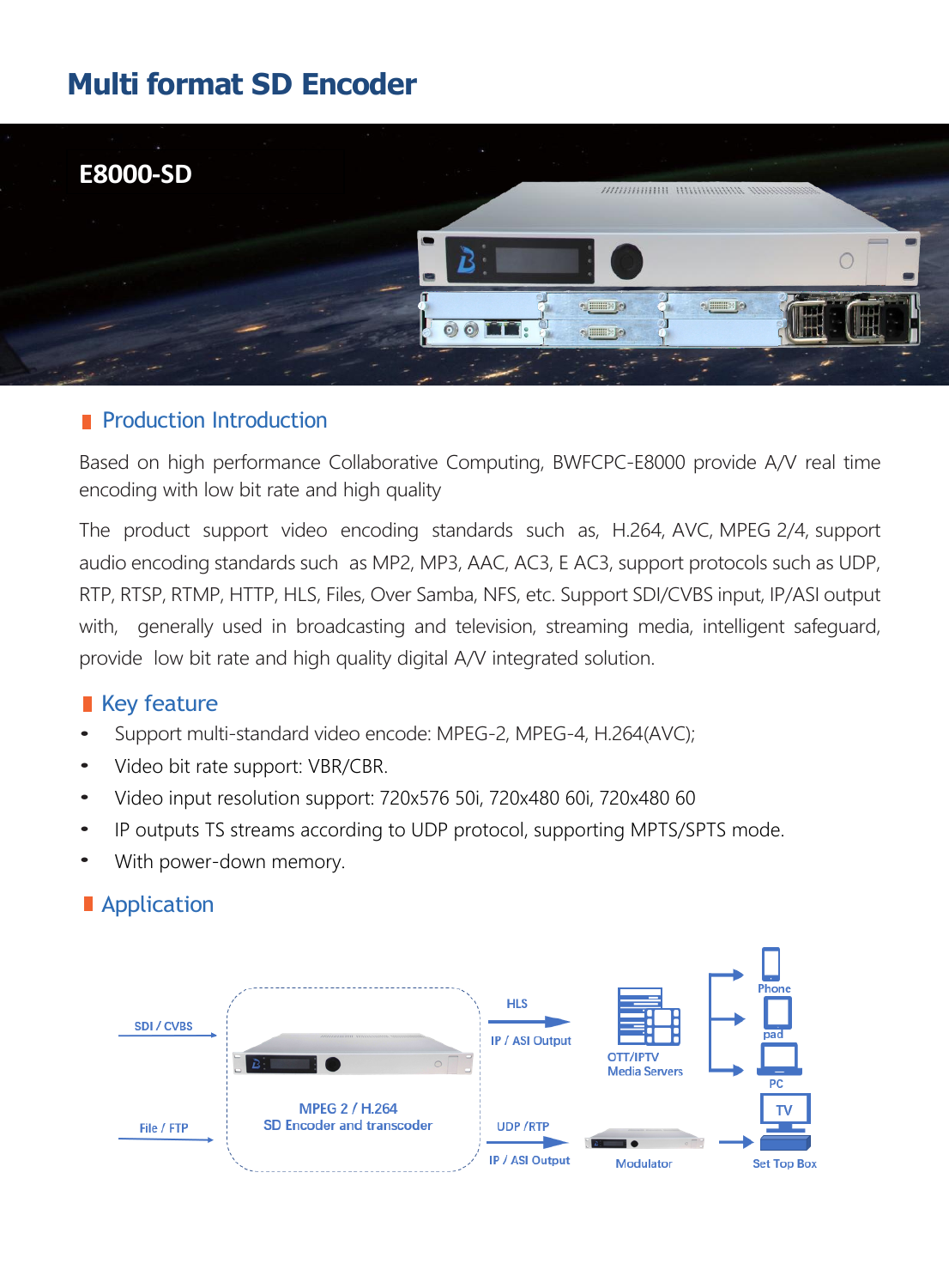# Multi format SD Encoder

E8000-SD

## Production Introduction

Based on high performance Collaborative Computing, BWFCPC-E8000 provide A/V real time encoding with low bit rate and high quality

The product support video encoding standards such as, H.264, AVC, MPEG 2/4, support audio encoding standards such as MP2, MP3, AAC, AC3, E AC3, support protocols such as UDP, RTP, RTSP, RTMP, HTTP, HLS, Files, Over Samba, NFS, etc. Support SDI/CVBS input, IP/ASI output with, generally used in broadcasting and television, streaming media, intelligent safeguard, provide low bit rate and high quality digital A/V integrated solution.

## Key feature

- Support multi-standard video encode: MPEG-2, MPEG-4, H.264(AVC);
- Video bit rate support: VBR/CBR.
- Video input resolution support: 720x576 50i, 720x480 60i, 720x480 60
- IP outputs TS streams according to UDP protocol, supporting MPTS/SPTS mode.
- With power-down memory.

## Application

SDI / CVBS

File / FTP

MPEG 2 / H.264
SD Encoder and transcoder

HLS

IP / ASI Output

UDP /RTP

IP / ASI Output

OTT/IPTV
Media Servers

Modulator

Phone

pad

PC

TV

Set Top Box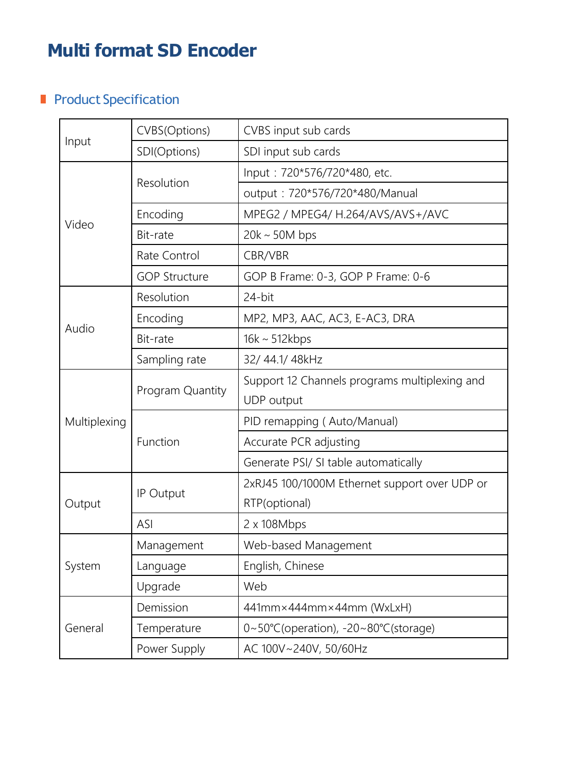# Multi format SD Encoder

## Product Specification

| | | |
|---|---|---|
| Input | CVBS(Options) | CVBS input sub cards |
| | SDI(Options) | SDI input sub cards |
| Video | Resolution | Input：720*576/720*480, etc. |
| | | output：720*576/720*480/Manual |
| | Encoding | MPEG2 / MPEG4/ H.264/AVS/AVS+/AVC |
| | Bit-rate | 20k ~ 50M bps |
| | Rate Control | CBR/VBR |
| | GOP Structure | GOP B Frame: 0-3, GOP P Frame: 0-6 |
| Audio | Resolution | 24-bit |
| | Encoding | MP2, MP3, AAC, AC3, E-AC3, DRA |
| | Bit-rate | 16k ~ 512kbps |
| | Sampling rate | 32/ 44.1/ 48kHz |
| Multiplexing | Program Quantity | Support 12 Channels programs multiplexing and UDP output |
| | Function | PID remapping ( Auto/Manual) |
| | | Accurate PCR adjusting |
| | | Generate PSI/ SI table automatically |
| Output | IP Output | 2xRJ45 100/1000M Ethernet support over UDP or RTP(optional) |
| | ASI | 2 x 108Mbps |
| System | Management | Web-based Management |
| | Language | English, Chinese |
| | Upgrade | Web |
| General | Demission | 441mm×444mm×44mm (WxLxH) |
| | Temperature | 0~50℃(operation), -20~80℃(storage) |
| | Power Supply | AC 100V~240V, 50/60Hz |